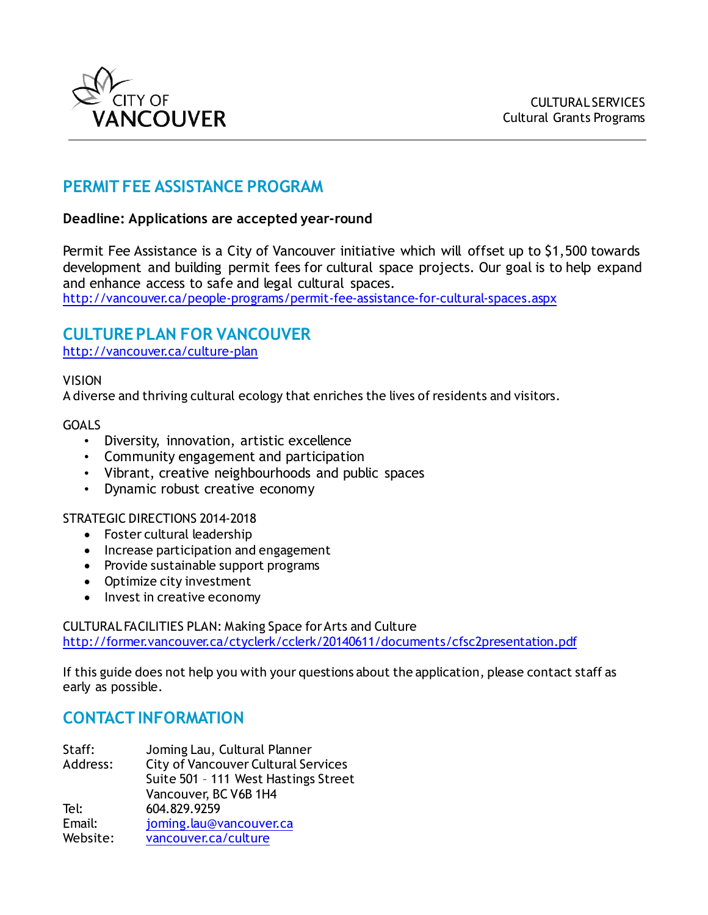CITY OF VANCOUVER

CULTURAL SERVICES
Cultural Grants Programs

## PERMIT FEE ASSISTANCE PROGRAM

**Deadline: Applications are accepted year-round**

Permit Fee Assistance is a City of Vancouver initiative which will offset up to $1,500 towards development and building permit fees for cultural space projects. Our goal is to help expand and enhance access to safe and legal cultural spaces.
http://vancouver.ca/people-programs/permit-fee-assistance-for-cultural-spaces.aspx

## CULTURE PLAN FOR VANCOUVER

http://vancouver.ca/culture-plan

VISION
A diverse and thriving cultural ecology that enriches the lives of residents and visitors.

GOALS

- Diversity, innovation, artistic excellence
- Community engagement and participation
- Vibrant, creative neighbourhoods and public spaces
- Dynamic robust creative economy

STRATEGIC DIRECTIONS 2014-2018

- Foster cultural leadership
- Increase participation and engagement
- Provide sustainable support programs
- Optimize city investment
- Invest in creative economy

CULTURAL FACILITIES PLAN: Making Space for Arts and Culture
http://former.vancouver.ca/ctyclerk/cclerk/20140611/documents/cfsc2presentation.pdf

If this guide does not help you with your questions about the application, please contact staff as early as possible.

## CONTACT INFORMATION

| | |
|---|---|
| Staff: | Joming Lau, Cultural Planner |
| Address: | City of Vancouver Cultural Services<br>Suite 501 – 111 West Hastings Street<br>Vancouver, BC V6B 1H4 |
| Tel: | 604.829.9259 |
| Email: | joming.lau@vancouver.ca |
| Website: | vancouver.ca/culture |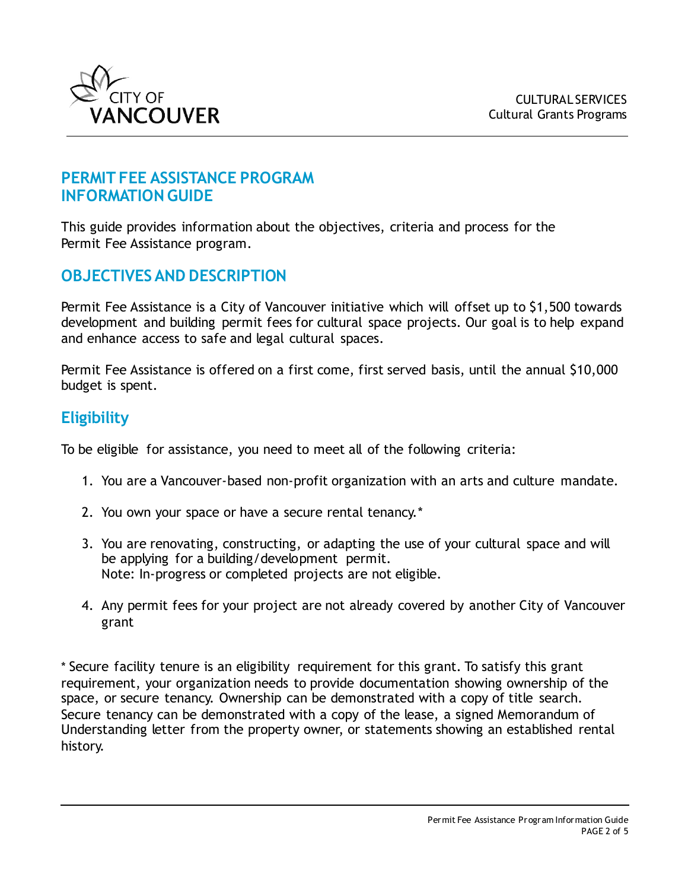# PERMIT FEE ASSISTANCE PROGRAM INFORMATION GUIDE

This guide provides information about the objectives, criteria and process for the Permit Fee Assistance program.

## OBJECTIVES AND DESCRIPTION

Permit Fee Assistance is a City of Vancouver initiative which will offset up to $1,500 towards development and building permit fees for cultural space projects. Our goal is to help expand and enhance access to safe and legal cultural spaces.

Permit Fee Assistance is offered on a first come, first served basis, until the annual $10,000 budget is spent.

## Eligibility

To be eligible for assistance, you need to meet all of the following criteria:

1. You are a Vancouver-based non-profit organization with an arts and culture mandate.
2. You own your space or have a secure rental tenancy.*
3. You are renovating, constructing, or adapting the use of your cultural space and will be applying for a building/development permit.
   Note: In-progress or completed projects are not eligible.
4. Any permit fees for your project are not already covered by another City of Vancouver grant

* Secure facility tenure is an eligibility requirement for this grant. To satisfy this grant requirement, your organization needs to provide documentation showing ownership of the space, or secure tenancy. Ownership can be demonstrated with a copy of title search. Secure tenancy can be demonstrated with a copy of the lease, a signed Memorandum of Understanding letter from the property owner, or statements showing an established rental history.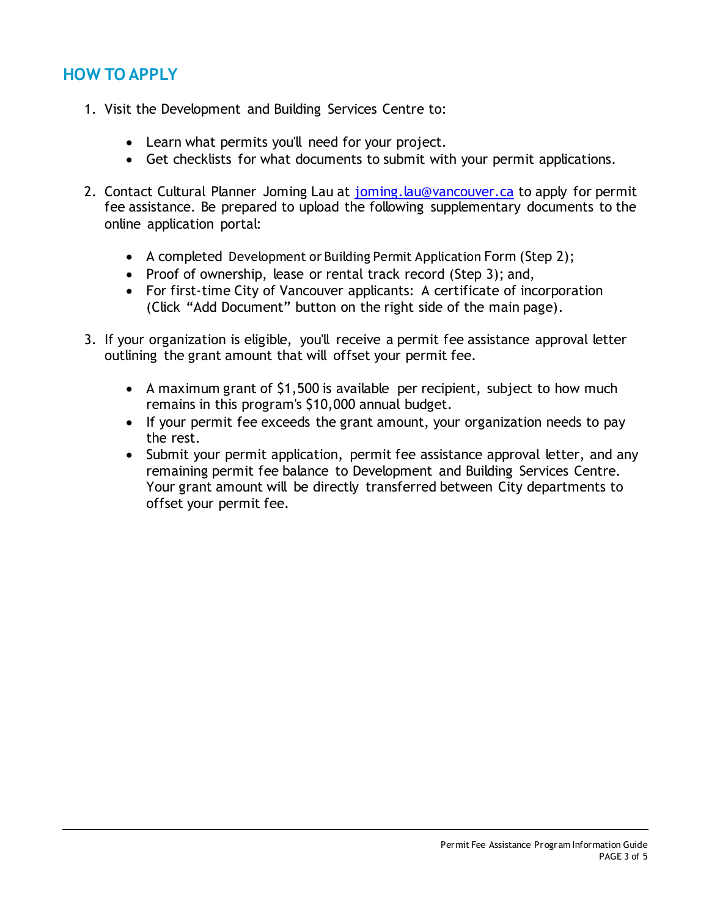## HOW TO APPLY

1. Visit the Development and Building Services Centre to:

   - Learn what permits you'll need for your project.
   - Get checklists for what documents to submit with your permit applications.

2. Contact Cultural Planner Joming Lau at joming.lau@vancouver.ca to apply for permit fee assistance. Be prepared to upload the following supplementary documents to the online application portal:

   - A completed Development or Building Permit Application Form (Step 2);
   - Proof of ownership, lease or rental track record (Step 3); and,
   - For first-time City of Vancouver applicants: A certificate of incorporation (Click "Add Document" button on the right side of the main page).

3. If your organization is eligible, you'll receive a permit fee assistance approval letter outlining the grant amount that will offset your permit fee.

   - A maximum grant of $1,500 is available per recipient, subject to how much remains in this program's $10,000 annual budget.
   - If your permit fee exceeds the grant amount, your organization needs to pay the rest.
   - Submit your permit application, permit fee assistance approval letter, and any remaining permit fee balance to Development and Building Services Centre. Your grant amount will be directly transferred between City departments to offset your permit fee.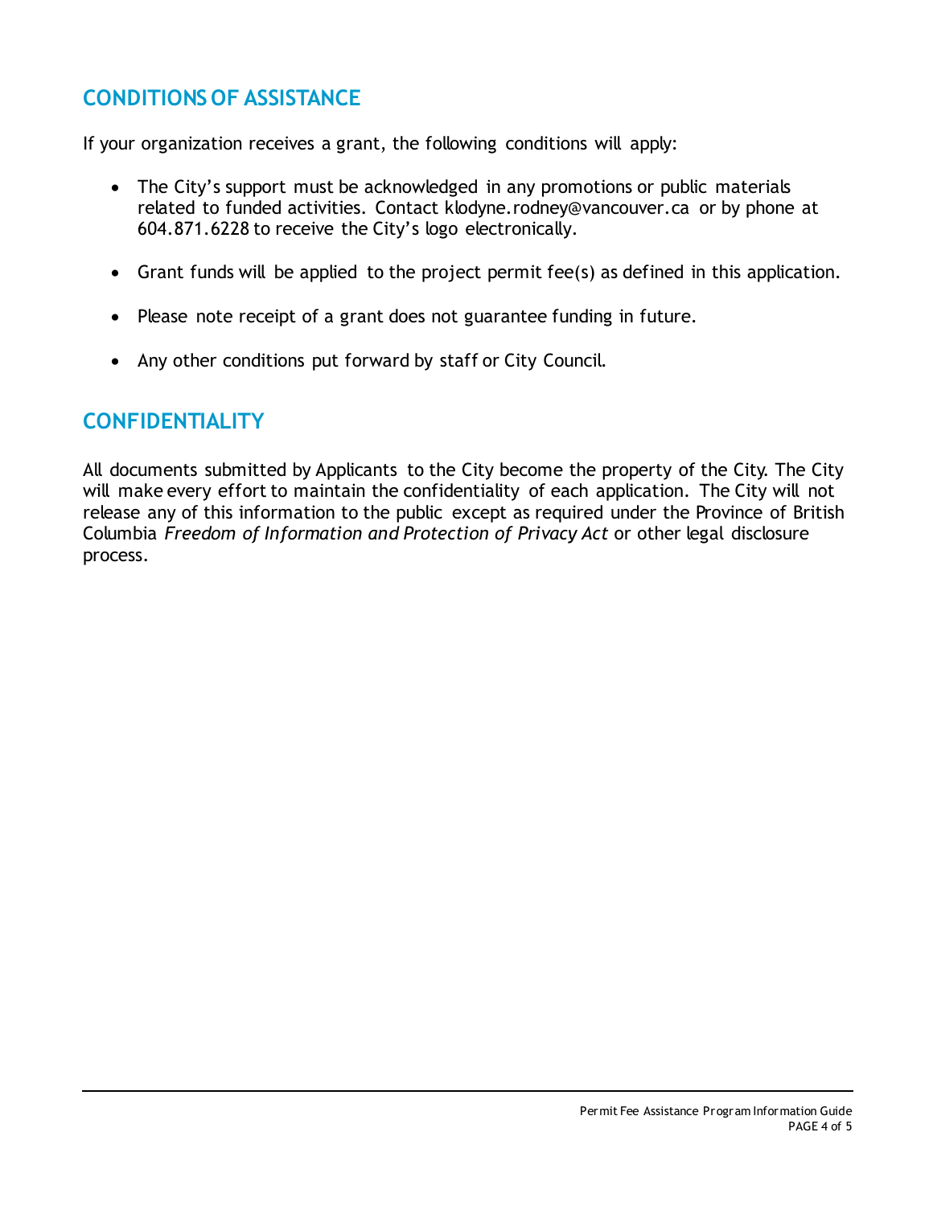## CONDITIONS OF ASSISTANCE

If your organization receives a grant, the following conditions will apply:

- The City's support must be acknowledged in any promotions or public materials related to funded activities. Contact klodyne.rodney@vancouver.ca or by phone at 604.871.6228 to receive the City's logo electronically.
- Grant funds will be applied to the project permit fee(s) as defined in this application.
- Please note receipt of a grant does not guarantee funding in future.
- Any other conditions put forward by staff or City Council.

## CONFIDENTIALITY

All documents submitted by Applicants to the City become the property of the City. The City will make every effort to maintain the confidentiality of each application. The City will not release any of this information to the public except as required under the Province of British Columbia *Freedom of Information and Protection of Privacy Act* or other legal disclosure process.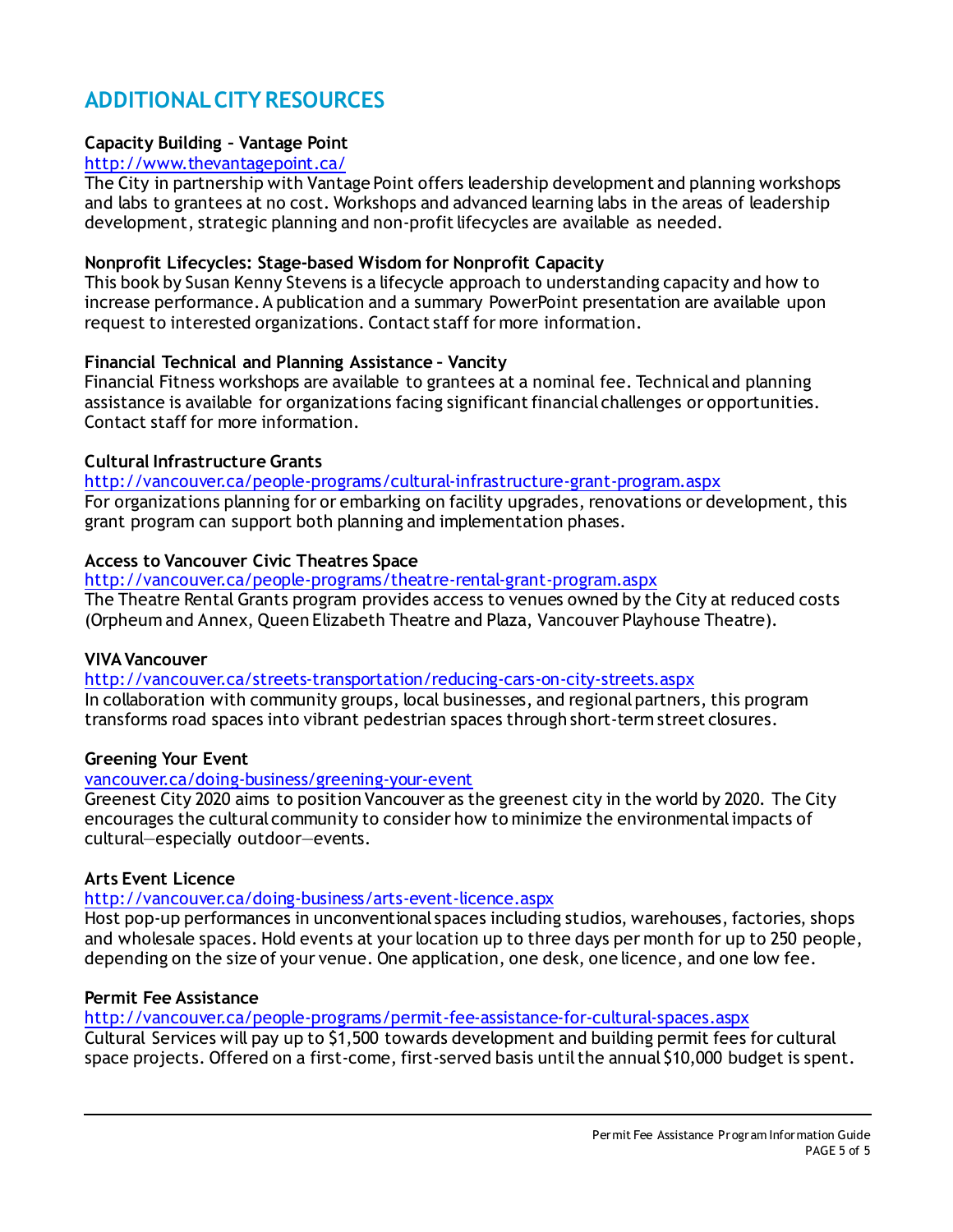## ADDITIONAL CITY RESOURCES

**Capacity Building – Vantage Point**
http://www.thevantagepoint.ca/
The City in partnership with Vantage Point offers leadership development and planning workshops and labs to grantees at no cost. Workshops and advanced learning labs in the areas of leadership development, strategic planning and non-profit lifecycles are available as needed.

**Nonprofit Lifecycles: Stage-based Wisdom for Nonprofit Capacity**
This book by Susan Kenny Stevens is a lifecycle approach to understanding capacity and how to increase performance. A publication and a summary PowerPoint presentation are available upon request to interested organizations. Contact staff for more information.

**Financial Technical and Planning Assistance – Vancity**
Financial Fitness workshops are available to grantees at a nominal fee. Technical and planning assistance is available for organizations facing significant financial challenges or opportunities. Contact staff for more information.

**Cultural Infrastructure Grants**
http://vancouver.ca/people-programs/cultural-infrastructure-grant-program.aspx
For organizations planning for or embarking on facility upgrades, renovations or development, this grant program can support both planning and implementation phases.

**Access to Vancouver Civic Theatres Space**
http://vancouver.ca/people-programs/theatre-rental-grant-program.aspx
The Theatre Rental Grants program provides access to venues owned by the City at reduced costs (Orpheum and Annex, Queen Elizabeth Theatre and Plaza, Vancouver Playhouse Theatre).

**VIVA Vancouver**
http://vancouver.ca/streets-transportation/reducing-cars-on-city-streets.aspx
In collaboration with community groups, local businesses, and regional partners, this program transforms road spaces into vibrant pedestrian spaces through short-term street closures.

**Greening Your Event**
vancouver.ca/doing-business/greening-your-event
Greenest City 2020 aims to position Vancouver as the greenest city in the world by 2020. The City encourages the cultural community to consider how to minimize the environmental impacts of cultural—especially outdoor—events.

**Arts Event Licence**
http://vancouver.ca/doing-business/arts-event-licence.aspx
Host pop-up performances in unconventional spaces including studios, warehouses, factories, shops and wholesale spaces. Hold events at your location up to three days per month for up to 250 people, depending on the size of your venue. One application, one desk, one licence, and one low fee.

**Permit Fee Assistance**
http://vancouver.ca/people-programs/permit-fee-assistance-for-cultural-spaces.aspx
Cultural Services will pay up to $1,500 towards development and building permit fees for cultural space projects. Offered on a first-come, first-served basis until the annual $10,000 budget is spent.